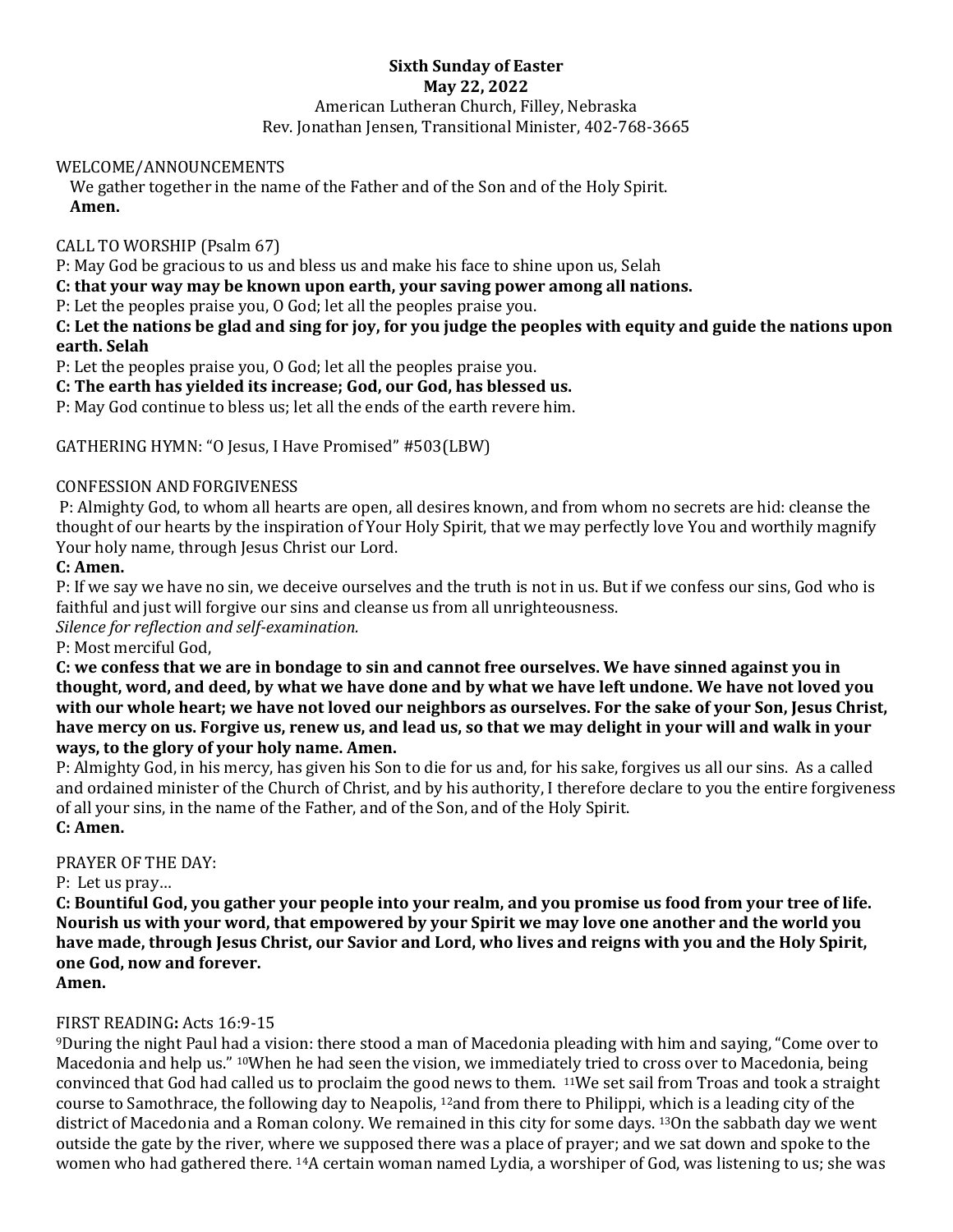**Sixth Sunday of Easter**
**May 22, 2022**
American Lutheran Church, Filley, Nebraska
Rev. Jonathan Jensen, Transitional Minister, 402-768-3665

WELCOME/ANNOUNCEMENTS

We gather together in the name of the Father and of the Son and of the Holy Spirit.
**Amen.**

CALL TO WORSHIP (Psalm 67)

P: May God be gracious to us and bless us and make his face to shine upon us, Selah

**C: that your way may be known upon earth, your saving power among all nations.**

P: Let the peoples praise you, O God; let all the peoples praise you.

**C: Let the nations be glad and sing for joy, for you judge the peoples with equity and guide the nations upon earth. Selah**

P: Let the peoples praise you, O God; let all the peoples praise you.

**C: The earth has yielded its increase; God, our God, has blessed us.**

P: May God continue to bless us; let all the ends of the earth revere him.

GATHERING HYMN: "O Jesus, I Have Promised" #503(LBW)

CONFESSION AND FORGIVENESS

P: Almighty God, to whom all hearts are open, all desires known, and from whom no secrets are hid: cleanse the thought of our hearts by the inspiration of Your Holy Spirit, that we may perfectly love You and worthily magnify Your holy name, through Jesus Christ our Lord.

**C: Amen.**

P: If we say we have no sin, we deceive ourselves and the truth is not in us. But if we confess our sins, God who is faithful and just will forgive our sins and cleanse us from all unrighteousness.

*Silence for reflection and self-examination.*

P: Most merciful God,

**C: we confess that we are in bondage to sin and cannot free ourselves. We have sinned against you in thought, word, and deed, by what we have done and by what we have left undone. We have not loved you with our whole heart; we have not loved our neighbors as ourselves. For the sake of your Son, Jesus Christ, have mercy on us. Forgive us, renew us, and lead us, so that we may delight in your will and walk in your ways, to the glory of your holy name. Amen.**

P: Almighty God, in his mercy, has given his Son to die for us and, for his sake, forgives us all our sins. As a called and ordained minister of the Church of Christ, and by his authority, I therefore declare to you the entire forgiveness of all your sins, in the name of the Father, and of the Son, and of the Holy Spirit.

**C: Amen.**

PRAYER OF THE DAY:

P: Let us pray…

**C: Bountiful God, you gather your people into your realm, and you promise us food from your tree of life. Nourish us with your word, that empowered by your Spirit we may love one another and the world you have made, through Jesus Christ, our Savior and Lord, who lives and reigns with you and the Holy Spirit, one God, now and forever.**
**Amen.**

FIRST READING**:** Acts 16:9-15

[9]During the night Paul had a vision: there stood a man of Macedonia pleading with him and saying, "Come over to Macedonia and help us." [10]When he had seen the vision, we immediately tried to cross over to Macedonia, being convinced that God had called us to proclaim the good news to them. [11]We set sail from Troas and took a straight course to Samothrace, the following day to Neapolis, [12]and from there to Philippi, which is a leading city of the district of Macedonia and a Roman colony. We remained in this city for some days. [13]On the sabbath day we went outside the gate by the river, where we supposed there was a place of prayer; and we sat down and spoke to the women who had gathered there. [14]A certain woman named Lydia, a worshiper of God, was listening to us; she was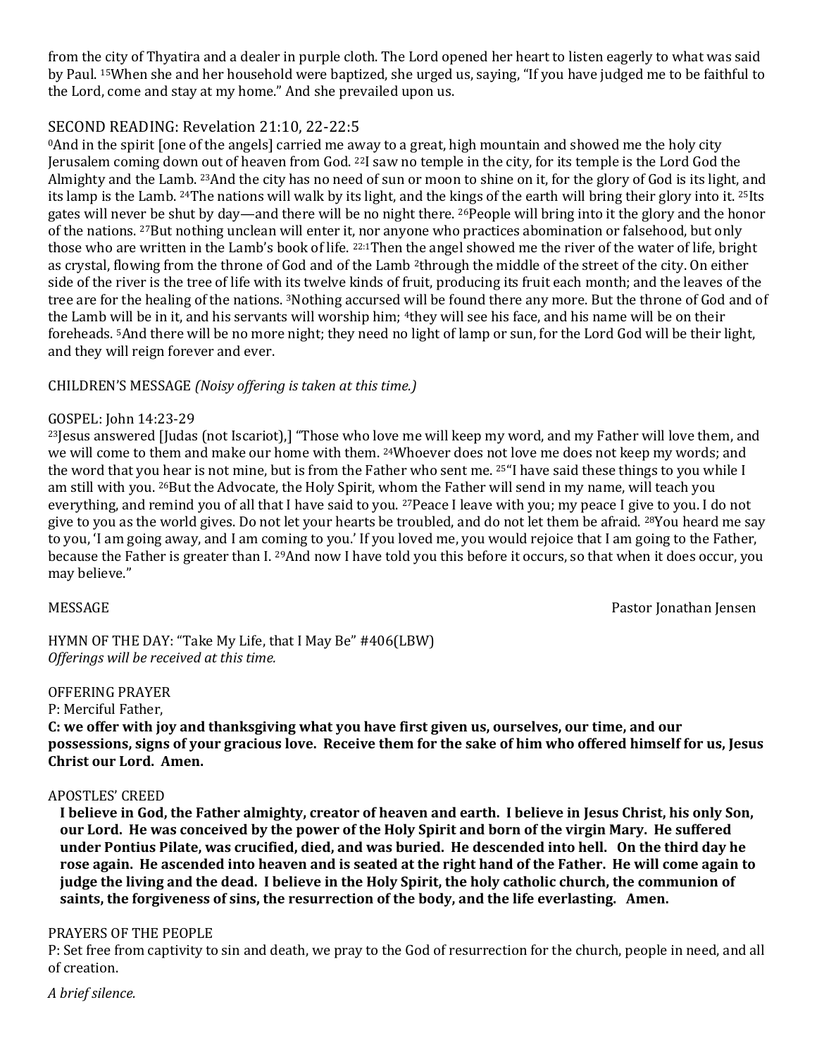from the city of Thyatira and a dealer in purple cloth. The Lord opened her heart to listen eagerly to what was said by Paul. [15]When she and her household were baptized, she urged us, saying, "If you have judged me to be faithful to the Lord, come and stay at my home." And she prevailed upon us.

## SECOND READING: Revelation 21:10, 22-22:5

[0]And in the spirit [one of the angels] carried me away to a great, high mountain and showed me the holy city Jerusalem coming down out of heaven from God. [22]I saw no temple in the city, for its temple is the Lord God the Almighty and the Lamb. [23]And the city has no need of sun or moon to shine on it, for the glory of God is its light, and its lamp is the Lamb. [24]The nations will walk by its light, and the kings of the earth will bring their glory into it. [25]Its gates will never be shut by day—and there will be no night there. [26]People will bring into it the glory and the honor of the nations. [27]But nothing unclean will enter it, nor anyone who practices abomination or falsehood, but only those who are written in the Lamb's book of life. [22:1]Then the angel showed me the river of the water of life, bright as crystal, flowing from the throne of God and of the Lamb [2]through the middle of the street of the city. On either side of the river is the tree of life with its twelve kinds of fruit, producing its fruit each month; and the leaves of the tree are for the healing of the nations. [3]Nothing accursed will be found there any more. But the throne of God and of the Lamb will be in it, and his servants will worship him; [4]they will see his face, and his name will be on their foreheads. [5]And there will be no more night; they need no light of lamp or sun, for the Lord God will be their light, and they will reign forever and ever.

CHILDREN'S MESSAGE *(Noisy offering is taken at this time.)*

## GOSPEL: John 14:23-29

[23]Jesus answered [Judas (not Iscariot),] "Those who love me will keep my word, and my Father will love them, and we will come to them and make our home with them. [24]Whoever does not love me does not keep my words; and the word that you hear is not mine, but is from the Father who sent me. [25]"I have said these things to you while I am still with you. [26]But the Advocate, the Holy Spirit, whom the Father will send in my name, will teach you everything, and remind you of all that I have said to you. [27]Peace I leave with you; my peace I give to you. I do not give to you as the world gives. Do not let your hearts be troubled, and do not let them be afraid. [28]You heard me say to you, 'I am going away, and I am coming to you.' If you loved me, you would rejoice that I am going to the Father, because the Father is greater than I. [29]And now I have told you this before it occurs, so that when it does occur, you may believe."

MESSAGE Pastor Jonathan Jensen

HYMN OF THE DAY: "Take My Life, that I May Be" #406(LBW)
*Offerings will be received at this time.*

OFFERING PRAYER
P: Merciful Father,
**C: we offer with joy and thanksgiving what you have first given us, ourselves, our time, and our possessions, signs of your gracious love. Receive them for the sake of him who offered himself for us, Jesus Christ our Lord. Amen.**

APOSTLES' CREED
**I believe in God, the Father almighty, creator of heaven and earth. I believe in Jesus Christ, his only Son, our Lord. He was conceived by the power of the Holy Spirit and born of the virgin Mary. He suffered under Pontius Pilate, was crucified, died, and was buried. He descended into hell. On the third day he rose again. He ascended into heaven and is seated at the right hand of the Father. He will come again to judge the living and the dead. I believe in the Holy Spirit, the holy catholic church, the communion of saints, the forgiveness of sins, the resurrection of the body, and the life everlasting. Amen.**

PRAYERS OF THE PEOPLE
P: Set free from captivity to sin and death, we pray to the God of resurrection for the church, people in need, and all of creation.

*A brief silence.*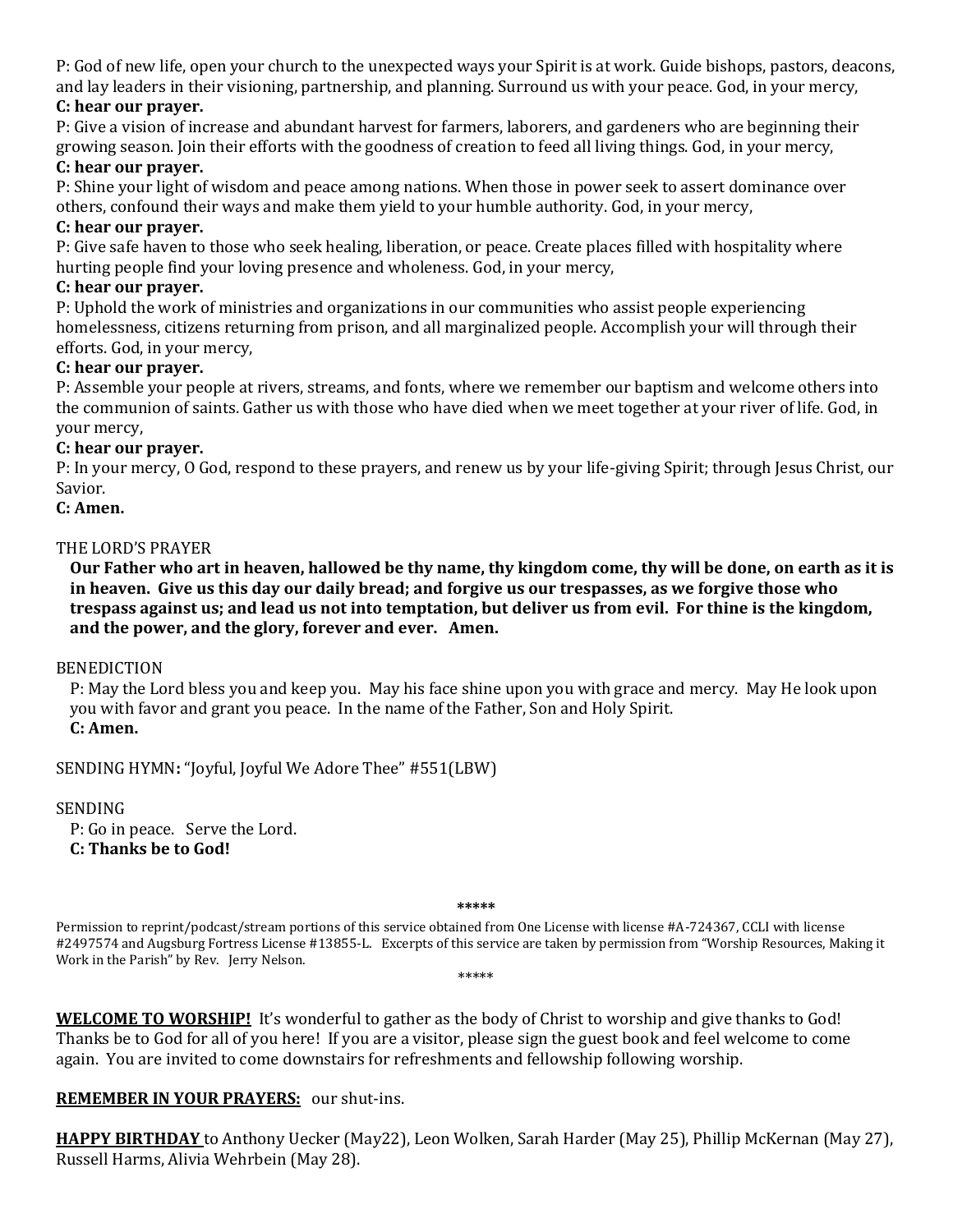P: God of new life, open your church to the unexpected ways your Spirit is at work. Guide bishops, pastors, deacons, and lay leaders in their visioning, partnership, and planning. Surround us with your peace. God, in your mercy,
**C: hear our prayer.**
P: Give a vision of increase and abundant harvest for farmers, laborers, and gardeners who are beginning their growing season. Join their efforts with the goodness of creation to feed all living things. God, in your mercy,
**C: hear our prayer.**
P: Shine your light of wisdom and peace among nations. When those in power seek to assert dominance over others, confound their ways and make them yield to your humble authority. God, in your mercy,
**C: hear our prayer.**
P: Give safe haven to those who seek healing, liberation, or peace. Create places filled with hospitality where hurting people find your loving presence and wholeness. God, in your mercy,
**C: hear our prayer.**
P: Uphold the work of ministries and organizations in our communities who assist people experiencing homelessness, citizens returning from prison, and all marginalized people. Accomplish your will through their efforts. God, in your mercy,
**C: hear our prayer.**
P: Assemble your people at rivers, streams, and fonts, where we remember our baptism and welcome others into the communion of saints. Gather us with those who have died when we meet together at your river of life. God, in your mercy,
**C: hear our prayer.**
P: In your mercy, O God, respond to these prayers, and renew us by your life-giving Spirit; through Jesus Christ, our Savior.
**C: Amen.**

THE LORD'S PRAYER

**Our Father who art in heaven, hallowed be thy name, thy kingdom come, thy will be done, on earth as it is in heaven. Give us this day our daily bread; and forgive us our trespasses, as we forgive those who trespass against us; and lead us not into temptation, but deliver us from evil. For thine is the kingdom, and the power, and the glory, forever and ever. Amen.**

BENEDICTION

P: May the Lord bless you and keep you. May his face shine upon you with grace and mercy. May He look upon you with favor and grant you peace. In the name of the Father, Son and Holy Spirit.
**C: Amen.**

SENDING HYMN**:** "Joyful, Joyful We Adore Thee" #551(LBW)

SENDING

P: Go in peace. Serve the Lord.
**C: Thanks be to God!**

**\*\*\*\*\***

Permission to reprint/podcast/stream portions of this service obtained from One License with license #A-724367, CCLI with license #2497574 and Augsburg Fortress License #13855-L. Excerpts of this service are taken by permission from "Worship Resources, Making it Work in the Parish" by Rev. Jerry Nelson.

\*\*\*\*\*

**WELCOME TO WORSHIP!** It's wonderful to gather as the body of Christ to worship and give thanks to God! Thanks be to God for all of you here! If you are a visitor, please sign the guest book and feel welcome to come again. You are invited to come downstairs for refreshments and fellowship following worship.

**REMEMBER IN YOUR PRAYERS:** our shut-ins.

**HAPPY BIRTHDAY** to Anthony Uecker (May22), Leon Wolken, Sarah Harder (May 25), Phillip McKernan (May 27), Russell Harms, Alivia Wehrbein (May 28).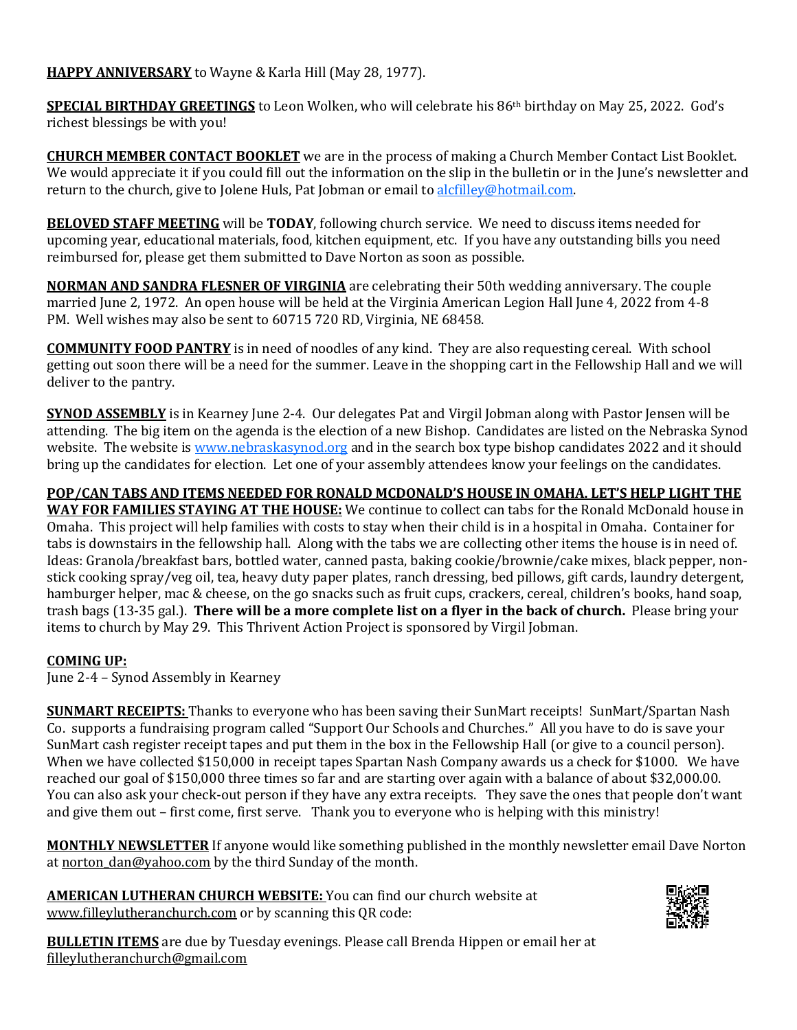**HAPPY ANNIVERSARY** to Wayne & Karla Hill (May 28, 1977).

**SPECIAL BIRTHDAY GREETINGS** to Leon Wolken, who will celebrate his 86th birthday on May 25, 2022. God's richest blessings be with you!

**CHURCH MEMBER CONTACT BOOKLET** we are in the process of making a Church Member Contact List Booklet. We would appreciate it if you could fill out the information on the slip in the bulletin or in the June's newsletter and return to the church, give to Jolene Huls, Pat Jobman or email to alcfilley@hotmail.com.

**BELOVED STAFF MEETING** will be **TODAY**, following church service. We need to discuss items needed for upcoming year, educational materials, food, kitchen equipment, etc. If you have any outstanding bills you need reimbursed for, please get them submitted to Dave Norton as soon as possible.

**NORMAN AND SANDRA FLESNER OF VIRGINIA** are celebrating their 50th wedding anniversary. The couple married June 2, 1972. An open house will be held at the Virginia American Legion Hall June 4, 2022 from 4-8 PM. Well wishes may also be sent to 60715 720 RD, Virginia, NE 68458.

**COMMUNITY FOOD PANTRY** is in need of noodles of any kind. They are also requesting cereal. With school getting out soon there will be a need for the summer. Leave in the shopping cart in the Fellowship Hall and we will deliver to the pantry.

**SYNOD ASSEMBLY** is in Kearney June 2-4. Our delegates Pat and Virgil Jobman along with Pastor Jensen will be attending. The big item on the agenda is the election of a new Bishop. Candidates are listed on the Nebraska Synod website. The website is www.nebraskasynod.org and in the search box type bishop candidates 2022 and it should bring up the candidates for election. Let one of your assembly attendees know your feelings on the candidates.

**POP/CAN TABS AND ITEMS NEEDED FOR RONALD MCDONALD'S HOUSE IN OMAHA. LET'S HELP LIGHT THE WAY FOR FAMILIES STAYING AT THE HOUSE:** We continue to collect can tabs for the Ronald McDonald house in Omaha. This project will help families with costs to stay when their child is in a hospital in Omaha. Container for tabs is downstairs in the fellowship hall. Along with the tabs we are collecting other items the house is in need of. Ideas: Granola/breakfast bars, bottled water, canned pasta, baking cookie/brownie/cake mixes, black pepper, non-stick cooking spray/veg oil, tea, heavy duty paper plates, ranch dressing, bed pillows, gift cards, laundry detergent, hamburger helper, mac & cheese, on the go snacks such as fruit cups, crackers, cereal, children's books, hand soap, trash bags (13-35 gal.). **There will be a more complete list on a flyer in the back of church.** Please bring your items to church by May 29. This Thrivent Action Project is sponsored by Virgil Jobman.

**COMING UP:**
June 2-4 – Synod Assembly in Kearney

**SUNMART RECEIPTS:** Thanks to everyone who has been saving their SunMart receipts! SunMart/Spartan Nash Co. supports a fundraising program called "Support Our Schools and Churches." All you have to do is save your SunMart cash register receipt tapes and put them in the box in the Fellowship Hall (or give to a council person). When we have collected $150,000 in receipt tapes Spartan Nash Company awards us a check for $1000. We have reached our goal of $150,000 three times so far and are starting over again with a balance of about $32,000.00. You can also ask your check-out person if they have any extra receipts. They save the ones that people don't want and give them out – first come, first serve. Thank you to everyone who is helping with this ministry!

**MONTHLY NEWSLETTER** If anyone would like something published in the monthly newsletter email Dave Norton at norton_dan@yahoo.com by the third Sunday of the month.

**AMERICAN LUTHERAN CHURCH WEBSITE:** You can find our church website at www.filleylutheranchurch.com or by scanning this QR code:

**BULLETIN ITEMS** are due by Tuesday evenings. Please call Brenda Hippen or email her at filleylutheranchurch@gmail.com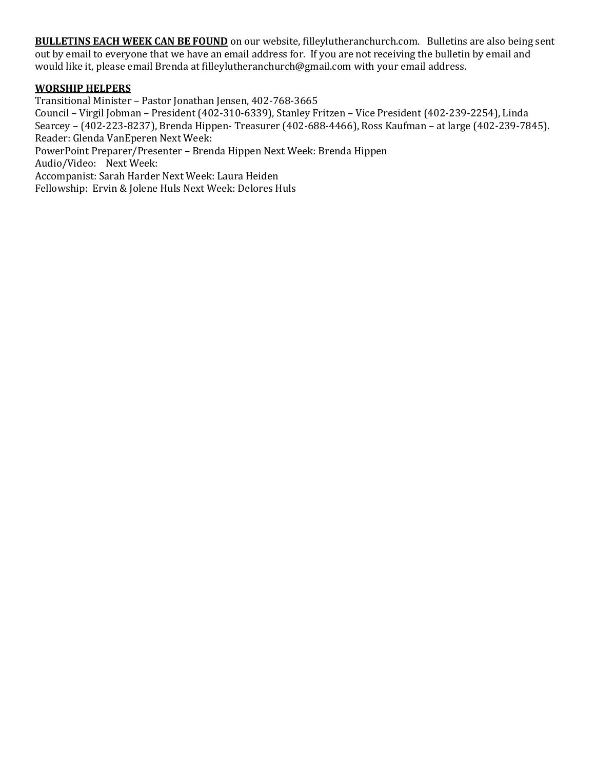**BULLETINS EACH WEEK CAN BE FOUND** on our website, filleylutheranchurch.com. Bulletins are also being sent out by email to everyone that we have an email address for. If you are not receiving the bulletin by email and would like it, please email Brenda at filleylutheranchurch@gmail.com with your email address.

**WORSHIP HELPERS**

Transitional Minister – Pastor Jonathan Jensen, 402-768-3665
Council – Virgil Jobman – President (402-310-6339), Stanley Fritzen – Vice President (402-239-2254), Linda Searcey – (402-223-8237), Brenda Hippen- Treasurer (402-688-4466), Ross Kaufman – at large (402-239-7845).
Reader: Glenda VanEperen Next Week:
PowerPoint Preparer/Presenter – Brenda Hippen Next Week: Brenda Hippen
Audio/Video: Next Week:
Accompanist: Sarah Harder Next Week: Laura Heiden
Fellowship: Ervin & Jolene Huls Next Week: Delores Huls